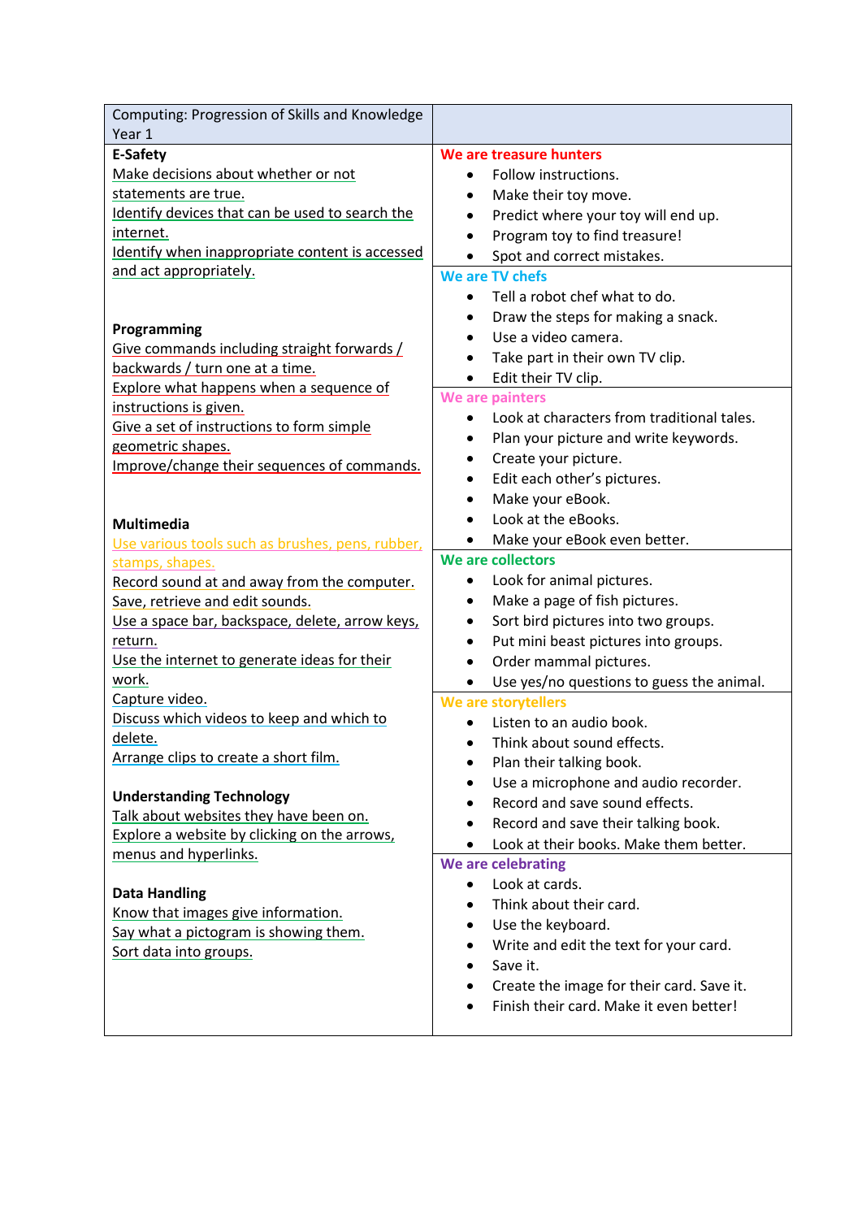| Computing: Progression of Skills and Knowledge<br>Year 1 | |
|---|---|
| **E-Safety**<br>Make decisions about whether or not statements are true.<br>Identify devices that can be used to search the internet.<br>Identify when inappropriate content is accessed and act appropriately.<br><br>**Programming**<br>Give commands including straight forwards / backwards / turn one at a time.<br>Explore what happens when a sequence of instructions is given.<br>Give a set of instructions to form simple geometric shapes.<br>Improve/change their sequences of commands.<br><br>**Multimedia**<br>Use various tools such as brushes, pens, rubber, stamps, shapes.<br>Record sound at and away from the computer.<br>Save, retrieve and edit sounds.<br>Use a space bar, backspace, delete, arrow keys, return.<br>Use the internet to generate ideas for their work.<br>Capture video.<br>Discuss which videos to keep and which to delete.<br>Arrange clips to create a short film.<br><br>**Understanding Technology**<br>Talk about websites they have been on.<br>Explore a website by clicking on the arrows, menus and hyperlinks.<br><br>**Data Handling**<br>Know that images give information.<br>Say what a pictogram is showing them.<br>Sort data into groups. | **We are treasure hunters**<br>• Follow instructions.<br>• Make their toy move.<br>• Predict where your toy will end up.<br>• Program toy to find treasure!<br>• Spot and correct mistakes.<br><br>**We are TV chefs**<br>• Tell a robot chef what to do.<br>• Draw the steps for making a snack.<br>• Use a video camera.<br>• Take part in their own TV clip.<br>• Edit their TV clip.<br><br>**We are painters**<br>• Look at characters from traditional tales.<br>• Plan your picture and write keywords.<br>• Create your picture.<br>• Edit each other's pictures.<br>• Make your eBook.<br>• Look at the eBooks.<br>• Make your eBook even better.<br><br>**We are collectors**<br>• Look for animal pictures.<br>• Make a page of fish pictures.<br>• Sort bird pictures into two groups.<br>• Put mini beast pictures into groups.<br>• Order mammal pictures.<br>• Use yes/no questions to guess the animal.<br><br>**We are storytellers**<br>• Listen to an audio book.<br>• Think about sound effects.<br>• Plan their talking book.<br>• Use a microphone and audio recorder.<br>• Record and save sound effects.<br>• Record and save their talking book.<br>• Look at their books. Make them better.<br><br>**We are celebrating**<br>• Look at cards.<br>• Think about their card.<br>• Use the keyboard.<br>• Write and edit the text for your card.<br>• Save it.<br>• Create the image for their card. Save it.<br>• Finish their card. Make it even better! |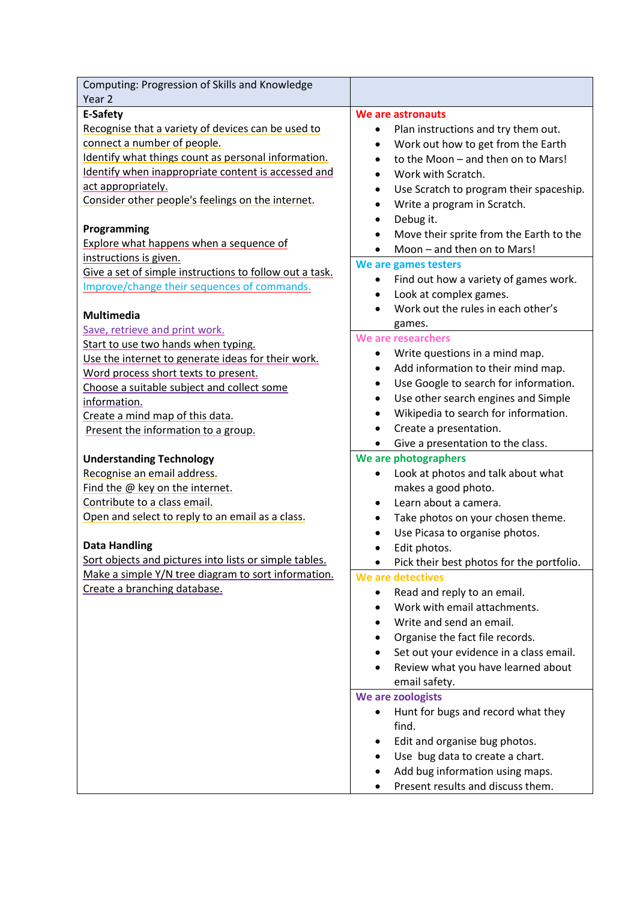| Computing: Progression of Skills and Knowledge<br>Year 2 | |
|---|---|
| **E-Safety**<br>Recognise that a variety of devices can be used to connect a number of people.<br>Identify what things count as personal information.<br>Identify when inappropriate content is accessed and act appropriately.<br>Consider other people's feelings on the internet.<br><br>**Programming**<br>Explore what happens when a sequence of instructions is given.<br>Give a set of simple instructions to follow out a task.<br>Improve/change their sequences of commands.<br><br>**Multimedia**<br>Save, retrieve and print work.<br>Start to use two hands when typing.<br>Use the internet to generate ideas for their work.<br>Word process short texts to present.<br>Choose a suitable subject and collect some information.<br>Create a mind map of this data.<br>Present the information to a group.<br><br>**Understanding Technology**<br>Recognise an email address.<br>Find the @ key on the internet.<br>Contribute to a class email.<br>Open and select to reply to an email as a class.<br><br>**Data Handling**<br>Sort objects and pictures into lists or simple tables.<br>Make a simple Y/N tree diagram to sort information.<br>Create a branching database. | **We are astronauts**<br>• Plan instructions and try them out.<br>• Work out how to get from the Earth<br>• to the Moon – and then on to Mars!<br>• Work with Scratch.<br>• Use Scratch to program their spaceship.<br>• Write a program in Scratch.<br>• Debug it.<br>• Move their sprite from the Earth to the<br>• Moon – and then on to Mars!<br><br>**We are games testers**<br>• Find out how a variety of games work.<br>• Look at complex games.<br>• Work out the rules in each other's games.<br><br>**We are researchers**<br>• Write questions in a mind map.<br>• Add information to their mind map.<br>• Use Google to search for information.<br>• Use other search engines and Simple<br>• Wikipedia to search for information.<br>• Create a presentation.<br>• Give a presentation to the class.<br><br>**We are photographers**<br>• Look at photos and talk about what makes a good photo.<br>• Learn about a camera.<br>• Take photos on your chosen theme.<br>• Use Picasa to organise photos.<br>• Edit photos.<br>• Pick their best photos for the portfolio.<br><br>**We are detectives**<br>• Read and reply to an email.<br>• Work with email attachments.<br>• Write and send an email.<br>• Organise the fact file records.<br>• Set out your evidence in a class email.<br>• Review what you have learned about email safety.<br><br>**We are zoologists**<br>• Hunt for bugs and record what they find.<br>• Edit and organise bug photos.<br>• Use bug data to create a chart.<br>• Add bug information using maps.<br>• Present results and discuss them. |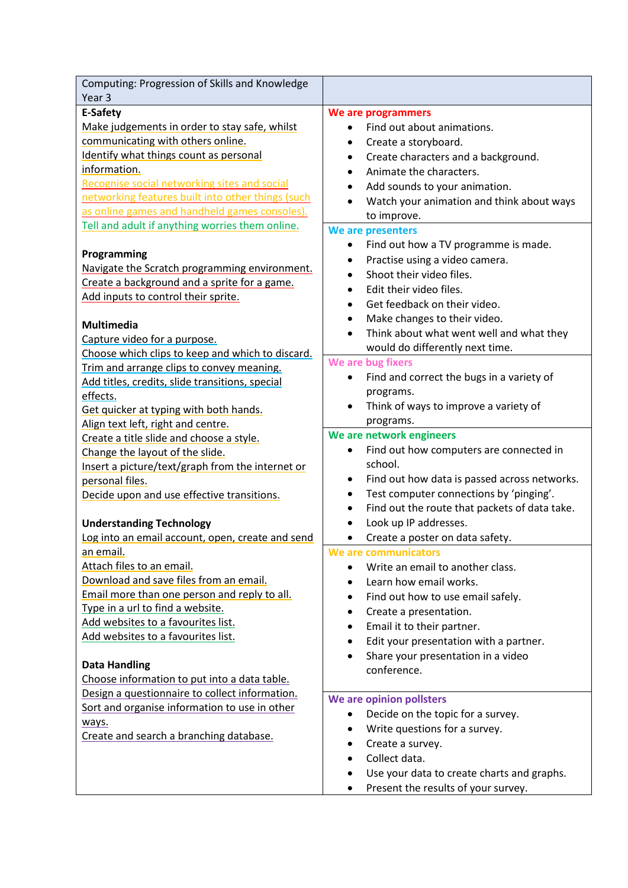| Computing: Progression of Skills and Knowledge<br>Year 3 | |
|---|---|
| **E-Safety**<br>Make judgements in order to stay safe, whilst communicating with others online.<br>Identify what things count as personal information.<br>Recognise social networking sites and social networking features built into other things (such as online games and handheld games consoles).<br>Tell and adult if anything worries them online.<br><br>**Programming**<br>Navigate the Scratch programming environment.<br>Create a background and a sprite for a game.<br>Add inputs to control their sprite.<br><br>**Multimedia**<br>Capture video for a purpose.<br>Choose which clips to keep and which to discard.<br>Trim and arrange clips to convey meaning.<br>Add titles, credits, slide transitions, special effects.<br>Get quicker at typing with both hands.<br>Align text left, right and centre.<br>Create a title slide and choose a style.<br>Change the layout of the slide.<br>Insert a picture/text/graph from the internet or personal files.<br>Decide upon and use effective transitions.<br><br>**Understanding Technology**<br>Log into an email account, open, create and send an email.<br>Attach files to an email.<br>Download and save files from an email.<br>Email more than one person and reply to all.<br>Type in a url to find a website.<br>Add websites to a favourites list.<br>Add websites to a favourites list.<br><br>**Data Handling**<br>Choose information to put into a data table.<br>Design a questionnaire to collect information.<br>Sort and organise information to use in other ways.<br>Create and search a branching database. | **We are programmers**<br>• Find out about animations.<br>• Create a storyboard.<br>• Create characters and a background.<br>• Animate the characters.<br>• Add sounds to your animation.<br>• Watch your animation and think about ways to improve.<br><br>**We are presenters**<br>• Find out how a TV programme is made.<br>• Practise using a video camera.<br>• Shoot their video files.<br>• Edit their video files.<br>• Get feedback on their video.<br>• Make changes to their video.<br>• Think about what went well and what they would do differently next time.<br><br>**We are bug fixers**<br>• Find and correct the bugs in a variety of programs.<br>• Think of ways to improve a variety of programs.<br><br>**We are network engineers**<br>• Find out how computers are connected in school.<br>• Find out how data is passed across networks.<br>• Test computer connections by 'pinging'.<br>• Find out the route that packets of data take.<br>• Look up IP addresses.<br>• Create a poster on data safety.<br><br>**We are communicators**<br>• Write an email to another class.<br>• Learn how email works.<br>• Find out how to use email safely.<br>• Create a presentation.<br>• Email it to their partner.<br>• Edit your presentation with a partner.<br>• Share your presentation in a video conference.<br><br>**We are opinion pollsters**<br>• Decide on the topic for a survey.<br>• Write questions for a survey.<br>• Create a survey.<br>• Collect data.<br>• Use your data to create charts and graphs.<br>• Present the results of your survey. |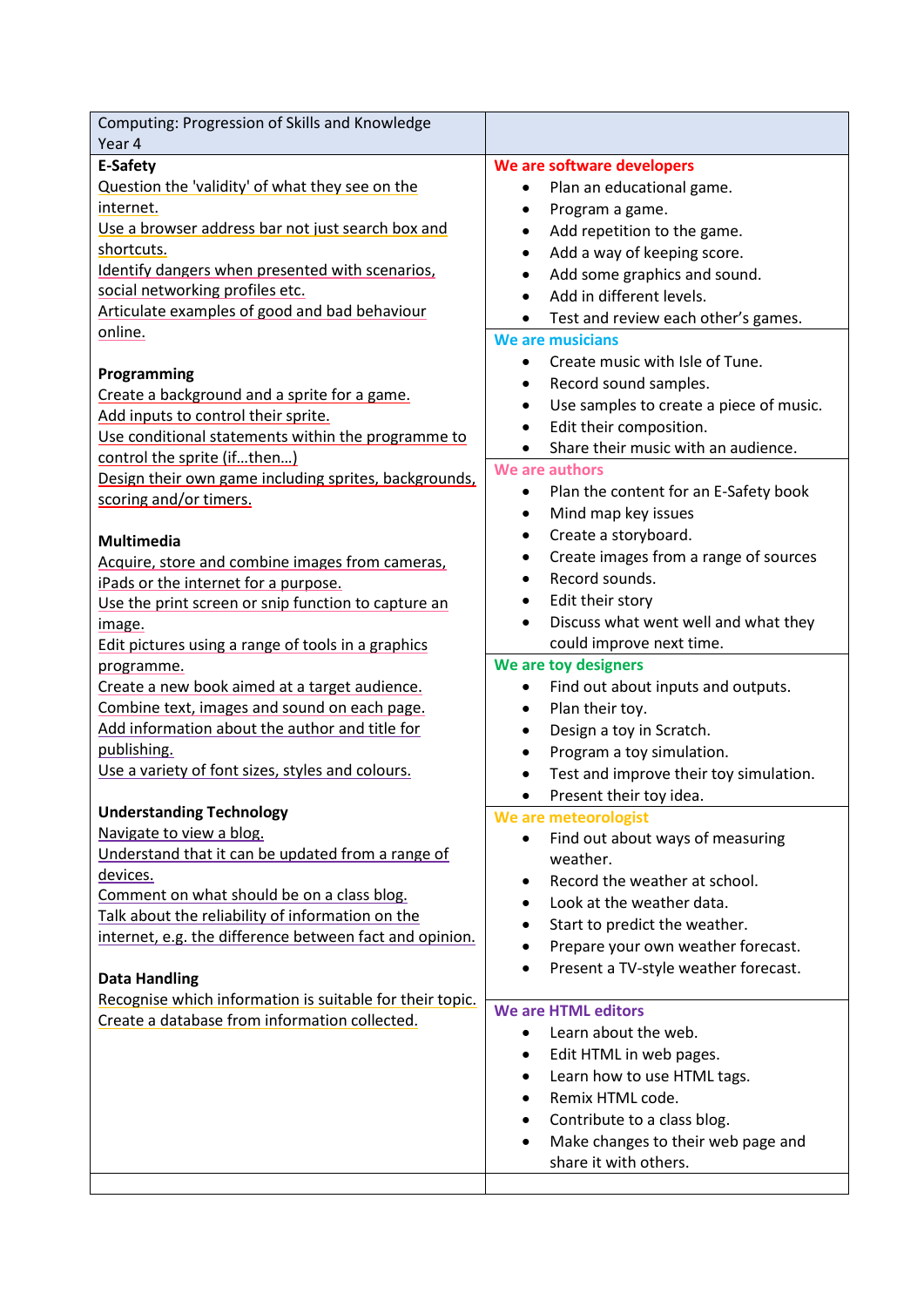| Computing: Progression of Skills and Knowledge<br>Year 4 | |
|---|---|
| **E-Safety**<br>Question the 'validity' of what they see on the internet.<br>Use a browser address bar not just search box and shortcuts.<br>Identify dangers when presented with scenarios, social networking profiles etc.<br>Articulate examples of good and bad behaviour online.<br><br>**Programming**<br>Create a background and a sprite for a game.<br>Add inputs to control their sprite.<br>Use conditional statements within the programme to control the sprite (if…then…)<br>Design their own game including sprites, backgrounds, scoring and/or timers.<br><br>**Multimedia**<br>Acquire, store and combine images from cameras, iPads or the internet for a purpose.<br>Use the print screen or snip function to capture an image.<br>Edit pictures using a range of tools in a graphics programme.<br>Create a new book aimed at a target audience.<br>Combine text, images and sound on each page.<br>Add information about the author and title for publishing.<br>Use a variety of font sizes, styles and colours.<br><br>**Understanding Technology**<br>Navigate to view a blog.<br>Understand that it can be updated from a range of devices.<br>Comment on what should be on a class blog.<br>Talk about the reliability of information on the internet, e.g. the difference between fact and opinion.<br><br>**Data Handling**<br>Recognise which information is suitable for their topic.<br>Create a database from information collected. | **We are software developers**<br>• Plan an educational game.<br>• Program a game.<br>• Add repetition to the game.<br>• Add a way of keeping score.<br>• Add some graphics and sound.<br>• Add in different levels.<br>• Test and review each other's games.<br><br>**We are musicians**<br>• Create music with Isle of Tune.<br>• Record sound samples.<br>• Use samples to create a piece of music.<br>• Edit their composition.<br>• Share their music with an audience.<br><br>**We are authors**<br>• Plan the content for an E-Safety book<br>• Mind map key issues<br>• Create a storyboard.<br>• Create images from a range of sources<br>• Record sounds.<br>• Edit their story<br>• Discuss what went well and what they could improve next time.<br><br>**We are toy designers**<br>• Find out about inputs and outputs.<br>• Plan their toy.<br>• Design a toy in Scratch.<br>• Program a toy simulation.<br>• Test and improve their toy simulation.<br>• Present their toy idea.<br><br>**We are meteorologist**<br>• Find out about ways of measuring weather.<br>• Record the weather at school.<br>• Look at the weather data.<br>• Start to predict the weather.<br>• Prepare your own weather forecast.<br>• Present a TV-style weather forecast.<br><br>**We are HTML editors**<br>• Learn about the web.<br>• Edit HTML in web pages.<br>• Learn how to use HTML tags.<br>• Remix HTML code.<br>• Contribute to a class blog.<br>• Make changes to their web page and share it with others. |
| | |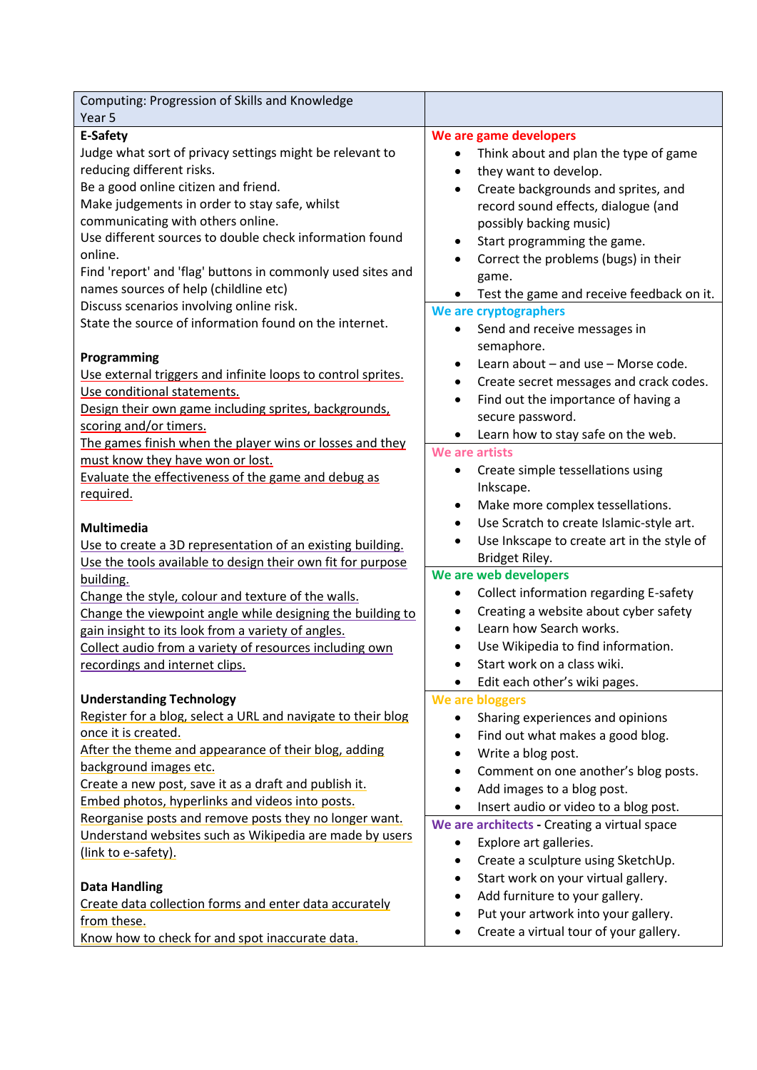| Computing: Progression of Skills and Knowledge<br>Year 5 | |
|---|---|
| **E-Safety**<br>Judge what sort of privacy settings might be relevant to reducing different risks.<br>Be a good online citizen and friend.<br>Make judgements in order to stay safe, whilst communicating with others online.<br>Use different sources to double check information found online.<br>Find 'report' and 'flag' buttons in commonly used sites and names sources of help (childline etc)<br>Discuss scenarios involving online risk.<br>State the source of information found on the internet.<br><br>**Programming**<br>Use external triggers and infinite loops to control sprites.<br>Use conditional statements.<br>Design their own game including sprites, backgrounds, scoring and/or timers.<br>The games finish when the player wins or losses and they must know they have won or lost.<br>Evaluate the effectiveness of the game and debug as required.<br><br>**Multimedia**<br>Use to create a 3D representation of an existing building.<br>Use the tools available to design their own fit for purpose building.<br>Change the style, colour and texture of the walls.<br>Change the viewpoint angle while designing the building to gain insight to its look from a variety of angles.<br>Collect audio from a variety of resources including own recordings and internet clips.<br><br>**Understanding Technology**<br>Register for a blog, select a URL and navigate to their blog once it is created.<br>After the theme and appearance of their blog, adding background images etc.<br>Create a new post, save it as a draft and publish it.<br>Embed photos, hyperlinks and videos into posts.<br>Reorganise posts and remove posts they no longer want.<br>Understand websites such as Wikipedia are made by users (link to e-safety).<br><br>**Data Handling**<br>Create data collection forms and enter data accurately from these.<br>Know how to check for and spot inaccurate data. | **We are game developers**<br>• Think about and plan the type of game<br>• they want to develop.<br>• Create backgrounds and sprites, and record sound effects, dialogue (and possibly backing music)<br>• Start programming the game.<br>• Correct the problems (bugs) in their game.<br>• Test the game and receive feedback on it.<br><br>**We are cryptographers**<br>• Send and receive messages in semaphore.<br>• Learn about – and use – Morse code.<br>• Create secret messages and crack codes.<br>• Find out the importance of having a secure password.<br>• Learn how to stay safe on the web.<br><br>**We are artists**<br>• Create simple tessellations using Inkscape.<br>• Make more complex tessellations.<br>• Use Scratch to create Islamic-style art.<br>• Use Inkscape to create art in the style of Bridget Riley.<br><br>**We are web developers**<br>• Collect information regarding E-safety<br>• Creating a website about cyber safety<br>• Learn how Search works.<br>• Use Wikipedia to find information.<br>• Start work on a class wiki.<br>• Edit each other's wiki pages.<br><br>**We are bloggers**<br>• Sharing experiences and opinions<br>• Find out what makes a good blog.<br>• Write a blog post.<br>• Comment on one another's blog posts.<br>• Add images to a blog post.<br>• Insert audio or video to a blog post.<br><br>**We are architects** - Creating a virtual space<br>• Explore art galleries.<br>• Create a sculpture using SketchUp.<br>• Start work on your virtual gallery.<br>• Add furniture to your gallery.<br>• Put your artwork into your gallery.<br>• Create a virtual tour of your gallery. |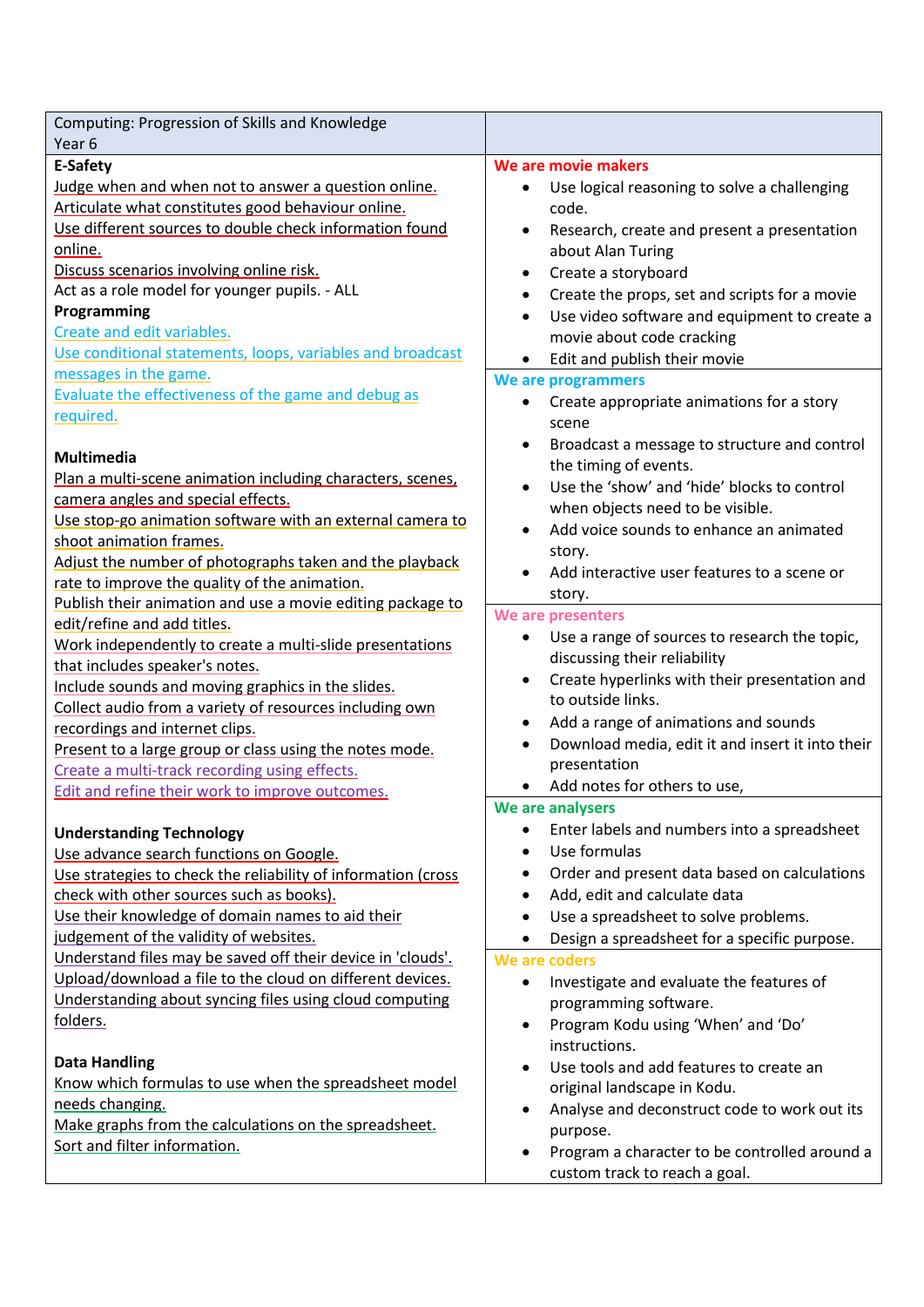| Computing: Progression of Skills and Knowledge<br>Year 6 | |
|---|---|
| **E-Safety**<br>Judge when and when not to answer a question online.<br>Articulate what constitutes good behaviour online.<br>Use different sources to double check information found online.<br>Discuss scenarios involving online risk.<br>Act as a role model for younger pupils. - ALL<br>**Programming**<br>Create and edit variables.<br>Use conditional statements, loops, variables and broadcast messages in the game.<br>Evaluate the effectiveness of the game and debug as required.<br><br>**Multimedia**<br>Plan a multi-scene animation including characters, scenes, camera angles and special effects.<br>Use stop-go animation software with an external camera to shoot animation frames.<br>Adjust the number of photographs taken and the playback rate to improve the quality of the animation.<br>Publish their animation and use a movie editing package to edit/refine and add titles.<br>Work independently to create a multi-slide presentations that includes speaker's notes.<br>Include sounds and moving graphics in the slides.<br>Collect audio from a variety of resources including own recordings and internet clips.<br>Present to a large group or class using the notes mode.<br>Create a multi-track recording using effects.<br>Edit and refine their work to improve outcomes.<br><br>**Understanding Technology**<br>Use advance search functions on Google.<br>Use strategies to check the reliability of information (cross check with other sources such as books).<br>Use their knowledge of domain names to aid their judgement of the validity of websites.<br>Understand files may be saved off their device in 'clouds'.<br>Upload/download a file to the cloud on different devices.<br>Understanding about syncing files using cloud computing folders.<br><br>**Data Handling**<br>Know which formulas to use when the spreadsheet model needs changing.<br>Make graphs from the calculations on the spreadsheet.<br>Sort and filter information. | **We are movie makers**<br>• Use logical reasoning to solve a challenging code.<br>• Research, create and present a presentation about Alan Turing<br>• Create a storyboard<br>• Create the props, set and scripts for a movie<br>• Use video software and equipment to create a movie about code cracking<br>• Edit and publish their movie<br>**We are programmers**<br>• Create appropriate animations for a story scene<br>• Broadcast a message to structure and control the timing of events.<br>• Use the 'show' and 'hide' blocks to control when objects need to be visible.<br>• Add voice sounds to enhance an animated story.<br>• Add interactive user features to a scene or story.<br>**We are presenters**<br>• Use a range of sources to research the topic, discussing their reliability<br>• Create hyperlinks with their presentation and to outside links.<br>• Add a range of animations and sounds<br>• Download media, edit it and insert it into their presentation<br>• Add notes for others to use,<br>**We are analysers**<br>• Enter labels and numbers into a spreadsheet<br>• Use formulas<br>• Order and present data based on calculations<br>• Add, edit and calculate data<br>• Use a spreadsheet to solve problems.<br>• Design a spreadsheet for a specific purpose.<br>**We are coders**<br>• Investigate and evaluate the features of programming software.<br>• Program Kodu using 'When' and 'Do' instructions.<br>• Use tools and add features to create an original landscape in Kodu.<br>• Analyse and deconstruct code to work out its purpose.<br>• Program a character to be controlled around a custom track to reach a goal. |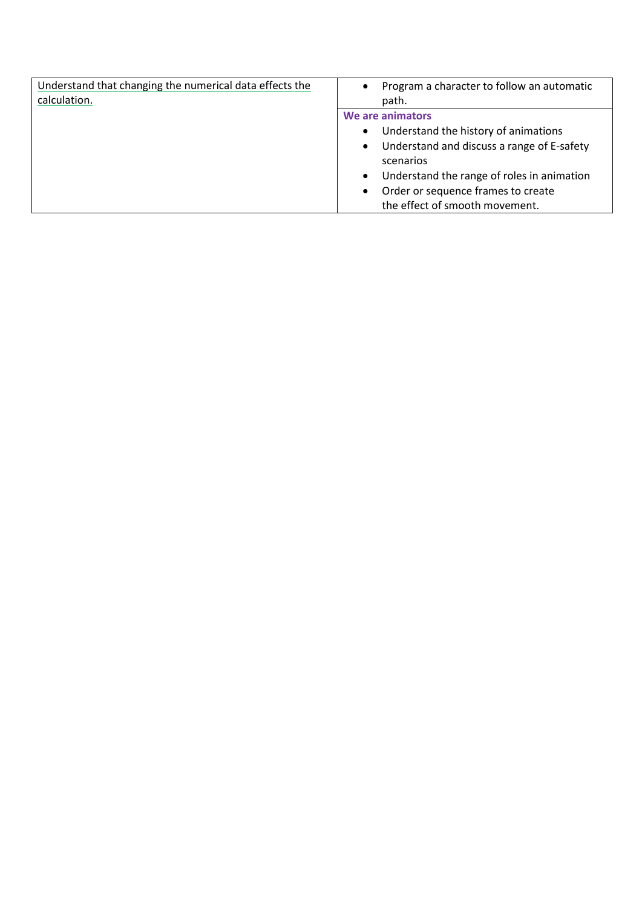| | |
|---|---|
| Understand that changing the numerical data effects the calculation. | • Program a character to follow an automatic path.<br>**We are animators**<br>• Understand the history of animations<br>• Understand and discuss a range of E-safety scenarios<br>• Understand the range of roles in animation<br>• Order or sequence frames to create the effect of smooth movement. |